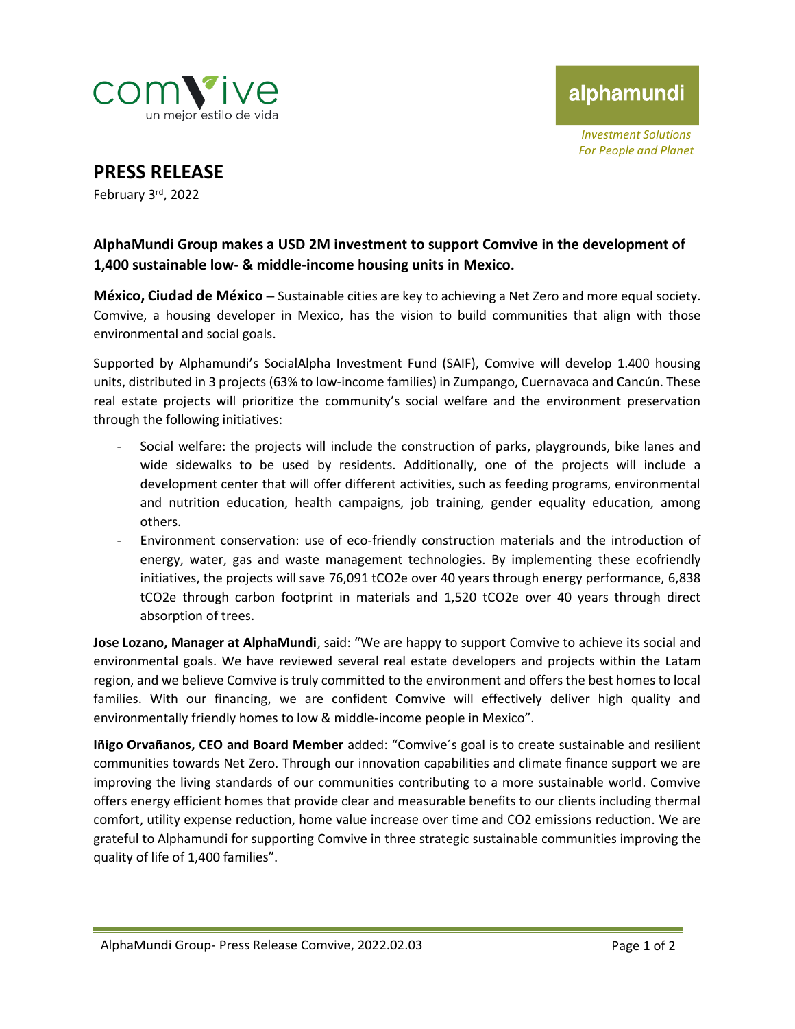comvive
un mejor estilo de vida

alphamundi

*Investment Solutions*
*For People and Planet*

# PRESS RELEASE

February 3rd, 2022

### AlphaMundi Group makes a USD 2M investment to support Comvive in the development of 1,400 sustainable low- & middle-income housing units in Mexico.

**México, Ciudad de México** – Sustainable cities are key to achieving a Net Zero and more equal society. Comvive, a housing developer in Mexico, has the vision to build communities that align with those environmental and social goals.

Supported by Alphamundi's SocialAlpha Investment Fund (SAIF), Comvive will develop 1.400 housing units, distributed in 3 projects (63% to low-income families) in Zumpango, Cuernavaca and Cancún. These real estate projects will prioritize the community's social welfare and the environment preservation through the following initiatives:

- Social welfare: the projects will include the construction of parks, playgrounds, bike lanes and wide sidewalks to be used by residents. Additionally, one of the projects will include a development center that will offer different activities, such as feeding programs, environmental and nutrition education, health campaigns, job training, gender equality education, among others.
- Environment conservation: use of eco-friendly construction materials and the introduction of energy, water, gas and waste management technologies. By implementing these ecofriendly initiatives, the projects will save 76,091 $tCO_2e$ over 40 years through energy performance, 6,838 $tCO_2e$ through carbon footprint in materials and 1,520 $tCO_2e$ over 40 years through direct absorption of trees.

**Jose Lozano, Manager at AlphaMundi**, said: "We are happy to support Comvive to achieve its social and environmental goals. We have reviewed several real estate developers and projects within the Latam region, and we believe Comvive is truly committed to the environment and offers the best homes to local families. With our financing, we are confident Comvive will effectively deliver high quality and environmentally friendly homes to low & middle-income people in Mexico".

**Iñigo Orvañanos, CEO and Board Member** added: "Comvive´s goal is to create sustainable and resilient communities towards Net Zero. Through our innovation capabilities and climate finance support we are improving the living standards of our communities contributing to a more sustainable world. Comvive offers energy efficient homes that provide clear and measurable benefits to our clients including thermal comfort, utility expense reduction, home value increase over time and $CO_2$ emissions reduction. We are grateful to Alphamundi for supporting Comvive in three strategic sustainable communities improving the quality of life of 1,400 families".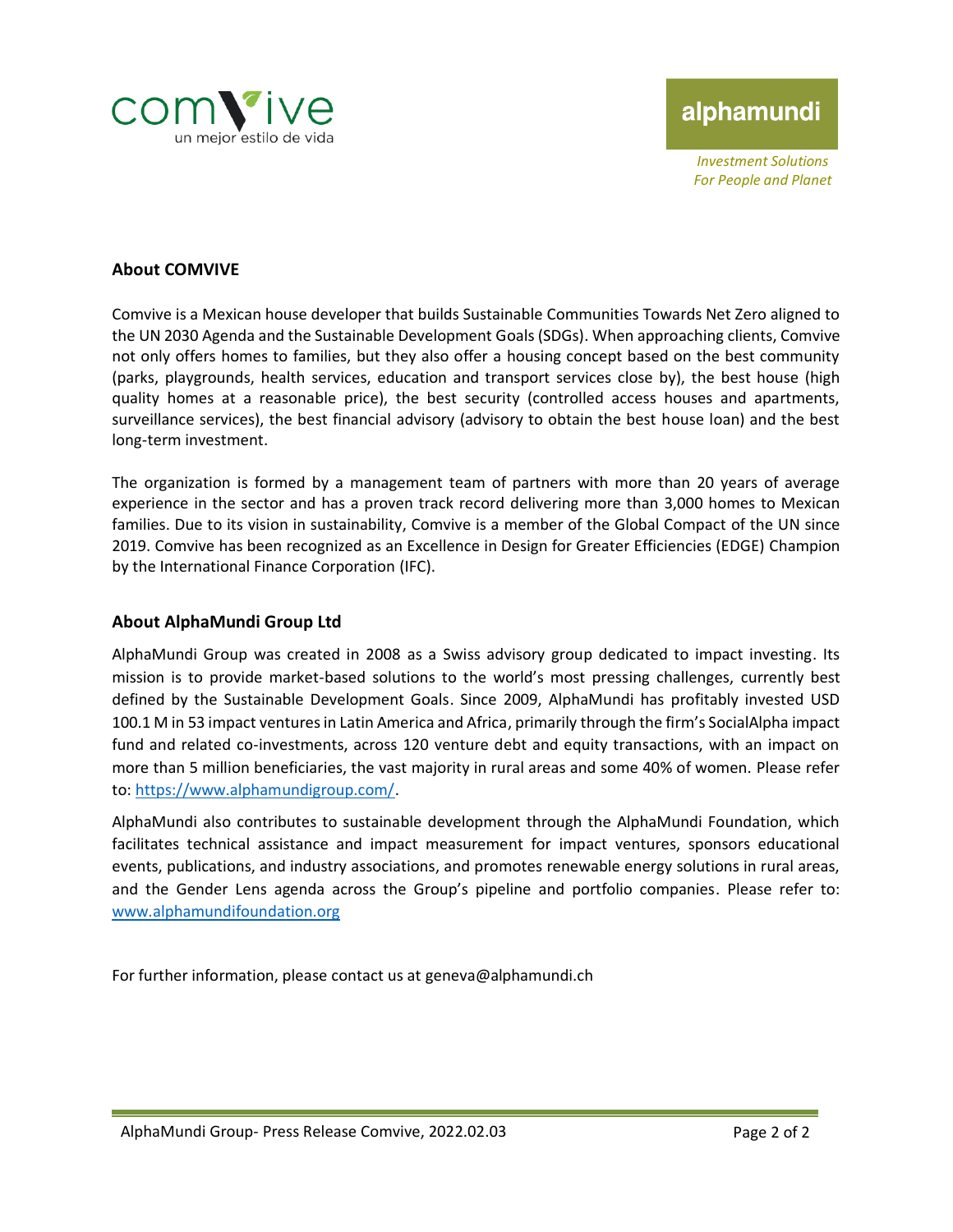## About COMVIVE

Comvive is a Mexican house developer that builds Sustainable Communities Towards Net Zero aligned to the UN 2030 Agenda and the Sustainable Development Goals (SDGs). When approaching clients, Comvive not only offers homes to families, but they also offer a housing concept based on the best community (parks, playgrounds, health services, education and transport services close by), the best house (high quality homes at a reasonable price), the best security (controlled access houses and apartments, surveillance services), the best financial advisory (advisory to obtain the best house loan) and the best long-term investment.

The organization is formed by a management team of partners with more than 20 years of average experience in the sector and has a proven track record delivering more than 3,000 homes to Mexican families. Due to its vision in sustainability, Comvive is a member of the Global Compact of the UN since 2019. Comvive has been recognized as an Excellence in Design for Greater Efficiencies (EDGE) Champion by the International Finance Corporation (IFC).

## About AlphaMundi Group Ltd

AlphaMundi Group was created in 2008 as a Swiss advisory group dedicated to impact investing. Its mission is to provide market-based solutions to the world's most pressing challenges, currently best defined by the Sustainable Development Goals. Since 2009, AlphaMundi has profitably invested USD 100.1 M in 53 impact ventures in Latin America and Africa, primarily through the firm's SocialAlpha impact fund and related co-investments, across 120 venture debt and equity transactions, with an impact on more than 5 million beneficiaries, the vast majority in rural areas and some 40% of women. Please refer to: https://www.alphamundigroup.com/.

AlphaMundi also contributes to sustainable development through the AlphaMundi Foundation, which facilitates technical assistance and impact measurement for impact ventures, sponsors educational events, publications, and industry associations, and promotes renewable energy solutions in rural areas, and the Gender Lens agenda across the Group's pipeline and portfolio companies. Please refer to: www.alphamundifoundation.org

For further information, please contact us at geneva@alphamundi.ch